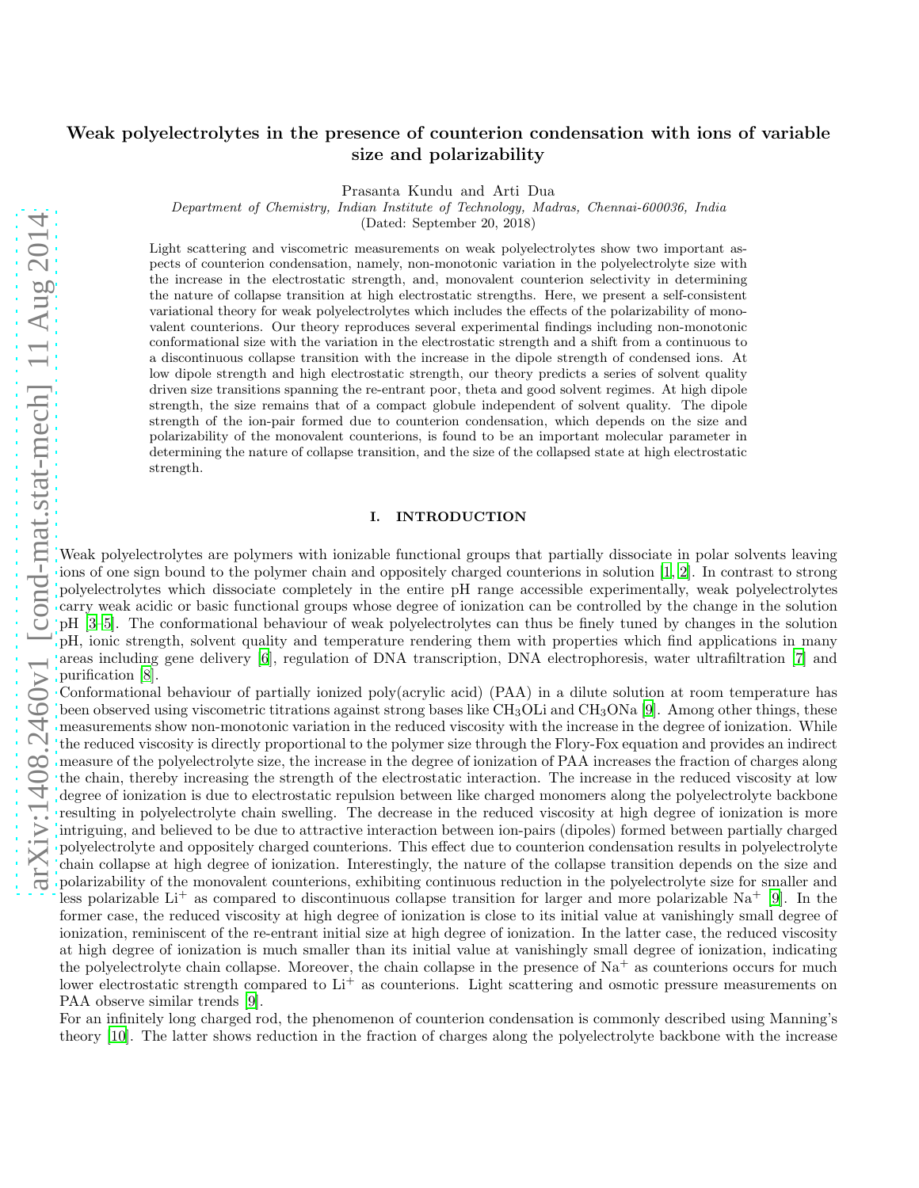# Weak polyelectrolytes in the presence of counterion condensation with ions of variable size and polarizability

Prasanta Kundu and Arti Dua

*Department of Chemistry, Indian Institute of Technology, Madras, Chennai-600036, India*

(Dated: September 20, 2018)

Light scattering and viscometric measurements on weak polyelectrolytes show two important aspects of counterion condensation, namely, non-monotonic variation in the polyelectrolyte size with the increase in the electrostatic strength, and, monovalent counterion selectivity in determining the nature of collapse transition at high electrostatic strengths. Here, we present a self-consistent variational theory for weak polyelectrolytes which includes the effects of the polarizability of monovalent counterions. Our theory reproduces several experimental findings including non-monotonic conformational size with the variation in the electrostatic strength and a shift from a continuous to a discontinuous collapse transition with the increase in the dipole strength of condensed ions. At low dipole strength and high electrostatic strength, our theory predicts a series of solvent quality driven size transitions spanning the re-entrant poor, theta and good solvent regimes. At high dipole strength, the size remains that of a compact globule independent of solvent quality. The dipole strength of the ion-pair formed due to counterion condensation, which depends on the size and polarizability of the monovalent counterions, is found to be an important molecular parameter in determining the nature of collapse transition, and the size of the collapsed state at high electrostatic strength.

## I. INTRODUCTION

Weak polyelectrolytes are polymers with ionizable functional groups that partially dissociate in polar solvents leaving ions of one sign bound to the polymer chain and oppositely charged counterions in solution [1, 2]. In contrast to strong polyelectrolytes which dissociate completely in the entire pH range accessible experimentally, weak polyelectrolytes carry weak acidic or basic functional groups whose degree of ionization can be controlled by the change in the solution pH [3–5]. The conformational behaviour of weak polyelectrolytes can thus be finely tuned by changes in the solution pH, ionic strength, solvent quality and temperature rendering them with properties which find applications in many areas including gene delivery [6], regulation of DNA transcription, DNA electrophoresis, water ultrafiltration [7] and purification [8].

Conformational behaviour of partially ionized poly(acrylic acid) (PAA) in a dilute solution at room temperature has been observed using viscometric titrations against strong bases like $CH_3OLi$ and $CH_3ONa$ [9]. Among other things, these measurements show non-monotonic variation in the reduced viscosity with the increase in the degree of ionization. While the reduced viscosity is directly proportional to the polymer size through the Flory-Fox equation and provides an indirect measure of the polyelectrolyte size, the increase in the degree of ionization of PAA increases the fraction of charges along the chain, thereby increasing the strength of the electrostatic interaction. The increase in the reduced viscosity at low degree of ionization is due to electrostatic repulsion between like charged monomers along the polyelectrolyte backbone resulting in polyelectrolyte chain swelling. The decrease in the reduced viscosity at high degree of ionization is more intriguing, and believed to be due to attractive interaction between ion-pairs (dipoles) formed between partially charged polyelectrolyte and oppositely charged counterions. This effect due to counterion condensation results in polyelectrolyte chain collapse at high degree of ionization. Interestingly, the nature of the collapse transition depends on the size and polarizability of the monovalent counterions, exhibiting continuous reduction in the polyelectrolyte size for smaller and less polarizable $Li^+$ as compared to discontinuous collapse transition for larger and more polarizable $Na^+$ [9]. In the former case, the reduced viscosity at high degree of ionization is close to its initial value at vanishingly small degree of ionization, reminiscent of the re-entrant initial size at high degree of ionization. In the latter case, the reduced viscosity at high degree of ionization is much smaller than its initial value at vanishingly small degree of ionization, indicating the polyelectrolyte chain collapse. Moreover, the chain collapse in the presence of $Na^+$ as counterions occurs for much lower electrostatic strength compared to $Li^+$ as counterions. Light scattering and osmotic pressure measurements on PAA observe similar trends [9].

For an infinitely long charged rod, the phenomenon of counterion condensation is commonly described using Manning's theory [10]. The latter shows reduction in the fraction of charges along the polyelectrolyte backbone with the increase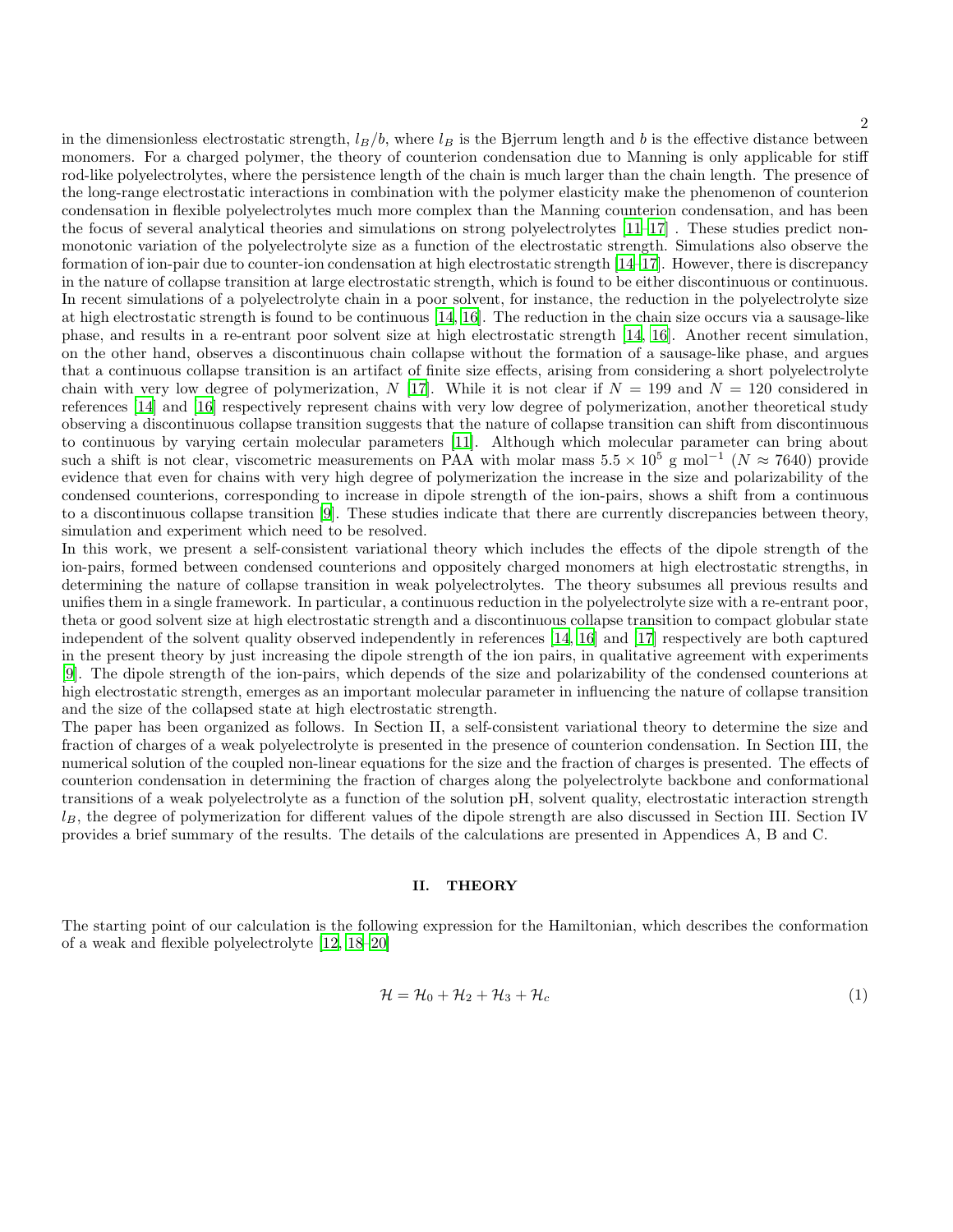in the dimensionless electrostatic strength, $l_B/b$, where $l_B$ is the Bjerrum length and $b$ is the effective distance between monomers. For a charged polymer, the theory of counterion condensation due to Manning is only applicable for stiff rod-like polyelectrolytes, where the persistence length of the chain is much larger than the chain length. The presence of the long-range electrostatic interactions in combination with the polymer elasticity make the phenomenon of counterion condensation in flexible polyelectrolytes much more complex than the Manning counterion condensation, and has been the focus of several analytical theories and simulations on strong polyelectrolytes [11–17] . These studies predict non-monotonic variation of the polyelectrolyte size as a function of the electrostatic strength. Simulations also observe the formation of ion-pair due to counter-ion condensation at high electrostatic strength [14–17]. However, there is discrepancy in the nature of collapse transition at large electrostatic strength, which is found to be either discontinuous or continuous. In recent simulations of a polyelectrolyte chain in a poor solvent, for instance, the reduction in the polyelectrolyte size at high electrostatic strength is found to be continuous [14, 16]. The reduction in the chain size occurs via a sausage-like phase, and results in a re-entrant poor solvent size at high electrostatic strength [14, 16]. Another recent simulation, on the other hand, observes a discontinuous chain collapse without the formation of a sausage-like phase, and argues that a continuous collapse transition is an artifact of finite size effects, arising from considering a short polyelectrolyte chain with very low degree of polymerization, $N$ [17]. While it is not clear if $N = 199$ and $N = 120$ considered in references [14] and [16] respectively represent chains with very low degree of polymerization, another theoretical study observing a discontinuous collapse transition suggests that the nature of collapse transition can shift from discontinuous to continuous by varying certain molecular parameters [11]. Although which molecular parameter can bring about such a shift is not clear, viscometric measurements on PAA with molar mass $5.5 \times 10^5$ g mol$^{-1}$ ($N \approx 7640$) provide evidence that even for chains with very high degree of polymerization the increase in the size and polarizability of the condensed counterions, corresponding to increase in dipole strength of the ion-pairs, shows a shift from a continuous to a discontinuous collapse transition [9]. These studies indicate that there are currently discrepancies between theory, simulation and experiment which need to be resolved.

In this work, we present a self-consistent variational theory which includes the effects of the dipole strength of the ion-pairs, formed between condensed counterions and oppositely charged monomers at high electrostatic strengths, in determining the nature of collapse transition in weak polyelectrolytes. The theory subsumes all previous results and unifies them in a single framework. In particular, a continuous reduction in the polyelectrolyte size with a re-entrant poor, theta or good solvent size at high electrostatic strength and a discontinuous collapse transition to compact globular state independent of the solvent quality observed independently in references [14, 16] and [17] respectively are both captured in the present theory by just increasing the dipole strength of the ion pairs, in qualitative agreement with experiments [9]. The dipole strength of the ion-pairs, which depends of the size and polarizability of the condensed counterions at high electrostatic strength, emerges as an important molecular parameter in influencing the nature of collapse transition and the size of the collapsed state at high electrostatic strength.

The paper has been organized as follows. In Section II, a self-consistent variational theory to determine the size and fraction of charges of a weak polyelectrolyte is presented in the presence of counterion condensation. In Section III, the numerical solution of the coupled non-linear equations for the size and the fraction of charges is presented. The effects of counterion condensation in determining the fraction of charges along the polyelectrolyte backbone and conformational transitions of a weak polyelectrolyte as a function of the solution pH, solvent quality, electrostatic interaction strength $l_B$, the degree of polymerization for different values of the dipole strength are also discussed in Section III. Section IV provides a brief summary of the results. The details of the calculations are presented in Appendices A, B and C.

## II. THEORY

The starting point of our calculation is the following expression for the Hamiltonian, which describes the conformation of a weak and flexible polyelectrolyte [12, 18–20]

$$\mathcal{H} = \mathcal{H}_0 + \mathcal{H}_2 + \mathcal{H}_3 + \mathcal{H}_c \tag{1}$$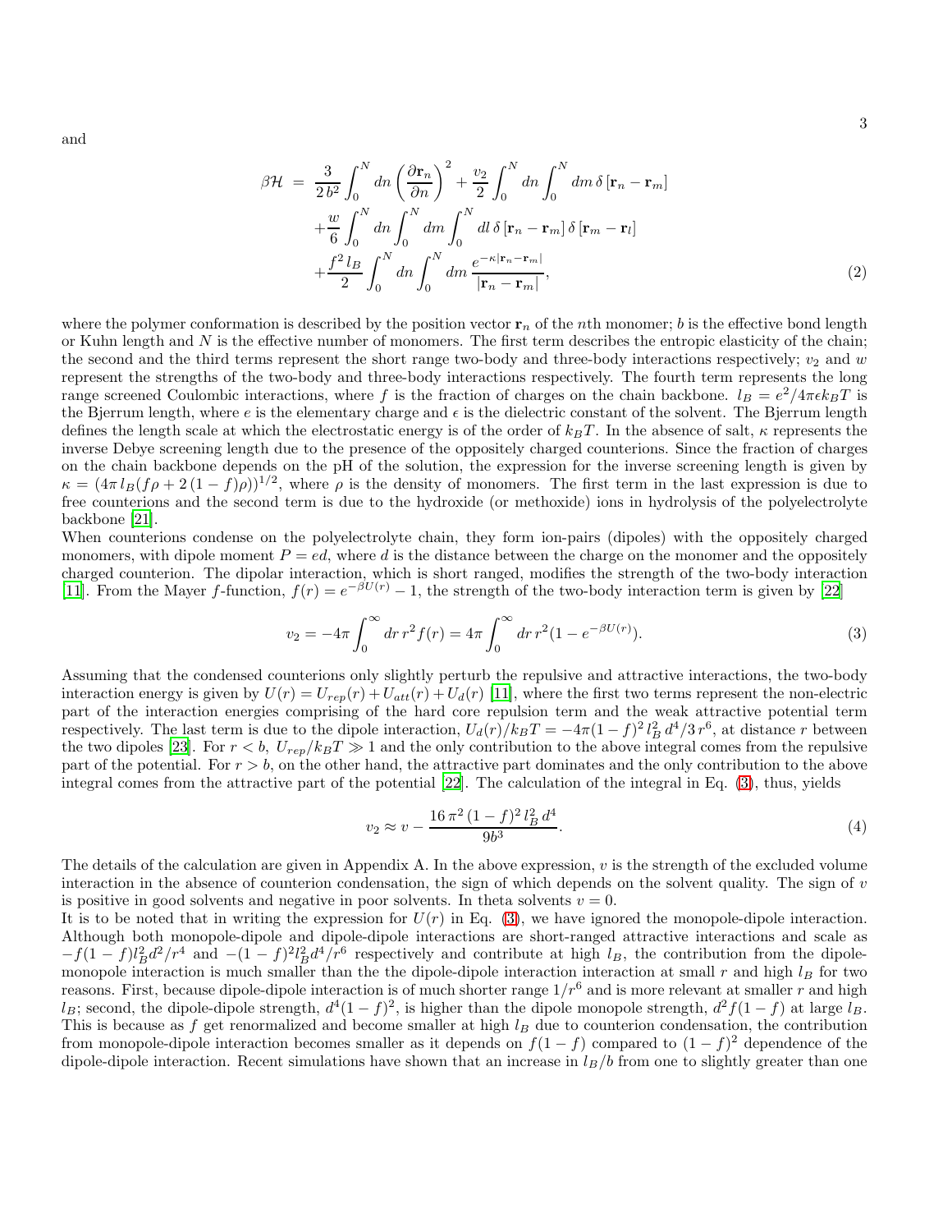and

$$
\begin{aligned}
\beta\mathcal{H} \; &= \; \frac{3}{2\,b^2}\int_0^N dn\left(\frac{\partial \mathbf{r}_n}{\partial n}\right)^2 + \frac{v_2}{2}\int_0^N dn\int_0^N dm\,\delta\left[\mathbf{r}_n-\mathbf{r}_m\right] \\
&+\frac{w}{6}\int_0^N dn\int_0^N dm\int_0^N dl\,\delta\left[\mathbf{r}_n-\mathbf{r}_m\right]\delta\left[\mathbf{r}_m-\mathbf{r}_l\right] \\
&+\frac{f^2\,l_B}{2}\int_0^N dn\int_0^N dm\,\frac{e^{-\kappa|\mathbf{r}_n-\mathbf{r}_m|}}{|\mathbf{r}_n-\mathbf{r}_m|},
\end{aligned} \tag{2}
$$

where the polymer conformation is described by the position vector $\mathbf{r}_n$ of the $n$th monomer; $b$ is the effective bond length or Kuhn length and $N$ is the effective number of monomers. The first term describes the entropic elasticity of the chain; the second and the third terms represent the short range two-body and three-body interactions respectively; $v_2$ and $w$ represent the strengths of the two-body and three-body interactions respectively. The fourth term represents the long range screened Coulombic interactions, where $f$ is the fraction of charges on the chain backbone. $l_B = e^2/4\pi\epsilon k_B T$ is the Bjerrum length, where $e$ is the elementary charge and $\epsilon$ is the dielectric constant of the solvent. The Bjerrum length defines the length scale at which the electrostatic energy is of the order of $k_B T$. In the absence of salt, $\kappa$ represents the inverse Debye screening length due to the presence of the oppositely charged counterions. Since the fraction of charges on the chain backbone depends on the pH of the solution, the expression for the inverse screening length is given by $\kappa = (4\pi\,l_B(f\rho + 2\,(1-f)\rho))^{1/2}$, where $\rho$ is the density of monomers. The first term in the last expression is due to free counterions and the second term is due to the hydroxide (or methoxide) ions in hydrolysis of the polyelectrolyte backbone [21].

When counterions condense on the polyelectrolyte chain, they form ion-pairs (dipoles) with the oppositely charged monomers, with dipole moment $P = ed$, where $d$ is the distance between the charge on the monomer and the oppositely charged counterion. The dipolar interaction, which is short ranged, modifies the strength of the two-body interaction [11]. From the Mayer $f$-function, $f(r) = e^{-\beta U(r)} - 1$, the strength of the two-body interaction term is given by [22]

$$
v_2 = -4\pi\int_0^\infty dr\,r^2 f(r) = 4\pi\int_0^\infty dr\,r^2(1-e^{-\beta U(r)}). \tag{3}
$$

Assuming that the condensed counterions only slightly perturb the repulsive and attractive interactions, the two-body interaction energy is given by $U(r) = U_{rep}(r) + U_{att}(r) + U_d(r)$ [11], where the first two terms represent the non-electric part of the interaction energies comprising of the hard core repulsion term and the weak attractive potential term respectively. The last term is due to the dipole interaction, $U_d(r)/k_B T = -4\pi(1-f)^2\,l_B^2\,d^4/3\,r^6$, at distance $r$ between the two dipoles [23]. For $r < b$, $U_{rep}/k_B T \gg 1$ and the only contribution to the above integral comes from the repulsive part of the potential. For $r > b$, on the other hand, the attractive part dominates and the only contribution to the above integral comes from the attractive part of the potential [22]. The calculation of the integral in Eq. (3), thus, yields

$$
v_2 \approx v - \frac{16\,\pi^2\,(1-f)^2\,l_B^2\,d^4}{9b^3}. \tag{4}
$$

The details of the calculation are given in Appendix A. In the above expression, $v$ is the strength of the excluded volume interaction in the absence of counterion condensation, the sign of which depends on the solvent quality. The sign of $v$ is positive in good solvents and negative in poor solvents. In theta solvents $v = 0$.

It is to be noted that in writing the expression for $U(r)$ in Eq. (3), we have ignored the monopole-dipole interaction. Although both monopole-dipole and dipole-dipole interactions are short-ranged attractive interactions and scale as $-f(1-f)l_B^2 d^2/r^4$ and $-(1-f)^2 l_B^2 d^4/r^6$ respectively and contribute at high $l_B$, the contribution from the dipole-monopole interaction is much smaller than the the dipole-dipole interaction interaction at small $r$ and high $l_B$ for two reasons. First, because dipole-dipole interaction is of much shorter range $1/r^6$ and is more relevant at smaller $r$ and high $l_B$; second, the dipole-dipole strength, $d^4(1-f)^2$, is higher than the dipole monopole strength, $d^2 f(1-f)$ at large $l_B$. This is because as $f$ get renormalized and become smaller at high $l_B$ due to counterion condensation, the contribution from monopole-dipole interaction becomes smaller as it depends on $f(1-f)$ compared to $(1-f)^2$ dependence of the dipole-dipole interaction. Recent simulations have shown that an increase in $l_B/b$ from one to slightly greater than one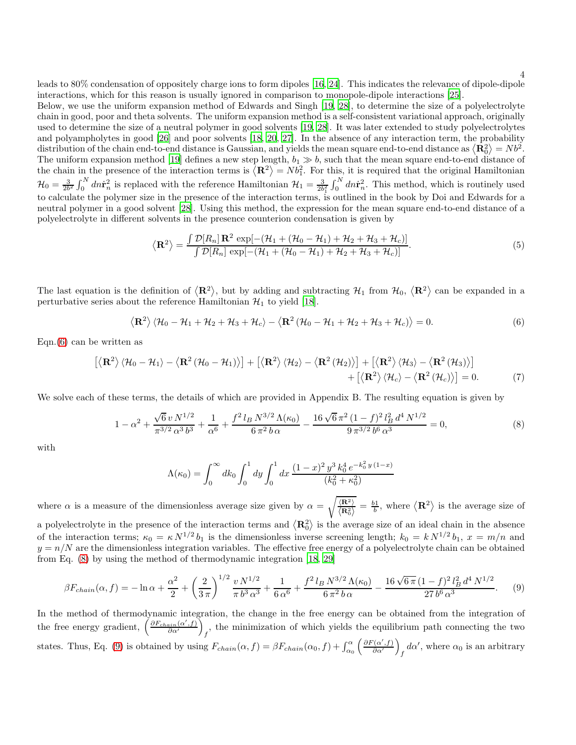leads to 80% condensation of oppositely charge ions to form dipoles [16, 24]. This indicates the relevance of dipole-dipole interactions, which for this reason is usually ignored in comparison to monopole-dipole interactions [25].

Below, we use the uniform expansion method of Edwards and Singh [19, 28], to determine the size of a polyelectrolyte chain in good, poor and theta solvents. The uniform expansion method is a self-consistent variational approach, originally used to determine the size of a neutral polymer in good solvents [19, 28]. It was later extended to study polyelectrolytes and polyampholytes in good [26] and poor solvents [18, 20, 27]. In the absence of any interaction term, the probability distribution of the chain end-to-end distance is Gaussian, and yields the mean square end-to-end distance as $\langle \mathbf{R}_0^2 \rangle = Nb^2$. The uniform expansion method [19] defines a new step length, $b_1 \gg b$, such that the mean square end-to-end distance of the chain in the presence of the interaction terms is $\langle \mathbf{R}^2 \rangle = Nb_1^2$. For this, it is required that the original Hamiltonian $\mathcal{H}_0 = \frac{3}{2b^2}\int_0^N dn \dot{\mathbf{r}}_n^2$ is replaced with the reference Hamiltonian $\mathcal{H}_1 = \frac{3}{2b_1^2}\int_0^N dn \dot{\mathbf{r}}_n^2$. This method, which is routinely used to calculate the polymer size in the presence of the interaction terms, is outlined in the book by Doi and Edwards for a neutral polymer in a good solvent [28]. Using this method, the expression for the mean square end-to-end distance of a polyelectrolyte in different solvents in the presence counterion condensation is given by

$$\langle \mathbf{R}^2 \rangle = \frac{\int \mathcal{D}[R_n]\, \mathbf{R}^2 \, \exp[-(\mathcal{H}_1 + (\mathcal{H}_0 - \mathcal{H}_1) + \mathcal{H}_2 + \mathcal{H}_3 + \mathcal{H}_c)]}{\int \mathcal{D}[R_n]\, \exp[-(\mathcal{H}_1 + (\mathcal{H}_0 - \mathcal{H}_1) + \mathcal{H}_2 + \mathcal{H}_3 + \mathcal{H}_c)]}. \tag{5}$$

The last equation is the definition of $\langle \mathbf{R}^2 \rangle$, but by adding and subtracting $\mathcal{H}_1$ from $\mathcal{H}_0$, $\langle \mathbf{R}^2 \rangle$ can be expanded in a perturbative series about the reference Hamiltonian $\mathcal{H}_1$ to yield [18].

$$\langle \mathbf{R}^2 \rangle \langle \mathcal{H}_0 - \mathcal{H}_1 + \mathcal{H}_2 + \mathcal{H}_3 + \mathcal{H}_c \rangle - \langle \mathbf{R}^2 \left(\mathcal{H}_0 - \mathcal{H}_1 + \mathcal{H}_2 + \mathcal{H}_3 + \mathcal{H}_c\right) \rangle = 0. \tag{6}$$

Eqn.(6) can be written as

$$\left[\langle \mathbf{R}^2 \rangle \langle \mathcal{H}_0 - \mathcal{H}_1 \rangle - \langle \mathbf{R}^2 \left(\mathcal{H}_0 - \mathcal{H}_1\right) \rangle\right] + \left[\langle \mathbf{R}^2 \rangle \langle \mathcal{H}_2 \rangle - \langle \mathbf{R}^2 \left(\mathcal{H}_2\right) \rangle\right] + \left[\langle \mathbf{R}^2 \rangle \langle \mathcal{H}_3 \rangle - \langle \mathbf{R}^2 \left(\mathcal{H}_3\right) \rangle\right] + \left[\langle \mathbf{R}^2 \rangle \langle \mathcal{H}_c \rangle - \langle \mathbf{R}^2 \left(\mathcal{H}_c\right) \rangle\right] = 0. \tag{7}$$

We solve each of these terms, the details of which are provided in Appendix B. The resulting equation is given by

$$1 - \alpha^2 + \frac{\sqrt{6}\, v\, N^{1/2}}{\pi^{3/2}\, \alpha^3\, b^3} + \frac{1}{\alpha^6} + \frac{f^2\, l_B\, N^{3/2}\, \Lambda(\kappa_0)}{6\,\pi^2\, b\, \alpha} - \frac{16\,\sqrt{6}\,\pi^2\,(1-f)^2\, l_B^2\, d^4\, N^{1/2}}{9\,\pi^{3/2}\, b^6\, \alpha^3} = 0, \tag{8}$$

with

$$\Lambda(\kappa_0) = \int_0^\infty dk_0 \int_0^1 dy \int_0^1 dx\, \frac{(1-x)^2\, y^3\, k_0^4\, e^{-k_0^2\, y\,(1-x)}}{(k_0^2 + \kappa_0^2)}$$

where $\alpha$ is a measure of the dimensionless average size given by $\alpha = \sqrt{\frac{\langle \mathbf{R}^2 \rangle}{\langle \mathbf{R}_0^2 \rangle}} = \frac{b1}{b}$, where $\langle \mathbf{R}^2 \rangle$ is the average size of a polyelectrolyte in the presence of the interaction terms and $\langle \mathbf{R}_0^2 \rangle$ is the average size of an ideal chain in the absence of the interaction terms; $\kappa_0 = \kappa\, N^{1/2}\, b_1$ is the dimensionless inverse screening length; $k_0 = k\, N^{1/2}\, b_1$, $x = m/n$ and $y = n/N$ are the dimensionless integration variables. The effective free energy of a polyelectrolyte chain can be obtained from Eq. (8) by using the method of thermodynamic integration [18, 29]

$$\beta F_{chain}(\alpha, f) = -\ln\alpha + \frac{\alpha^2}{2} + \left(\frac{2}{3\,\pi}\right)^{1/2} \frac{v\, N^{1/2}}{\pi\, b^3\, \alpha^3} + \frac{1}{6\,\alpha^6} + \frac{f^2\, l_B\, N^{3/2}\, \Lambda(\kappa_0)}{6\,\pi^2\, b\, \alpha} - \frac{16\,\sqrt{6\,\pi}\,(1-f)^2\, l_B^2\, d^4\, N^{1/2}}{27\, b^6\, \alpha^3}. \tag{9}$$

In the method of thermodynamic integration, the change in the free energy can be obtained from the integration of the free energy gradient, $\left(\frac{\partial F_{chain}(\alpha', f)}{\partial \alpha'}\right)_f$, the minimization of which yields the equilibrium path connecting the two states. Thus, Eq. (9) is obtained by using $F_{chain}(\alpha, f) = \beta F_{chain}(\alpha_0, f) + \int_{\alpha_0}^{\alpha} \left(\frac{\partial F(\alpha', f)}{\partial \alpha'}\right)_f d\alpha'$, where $\alpha_0$ is an arbitrary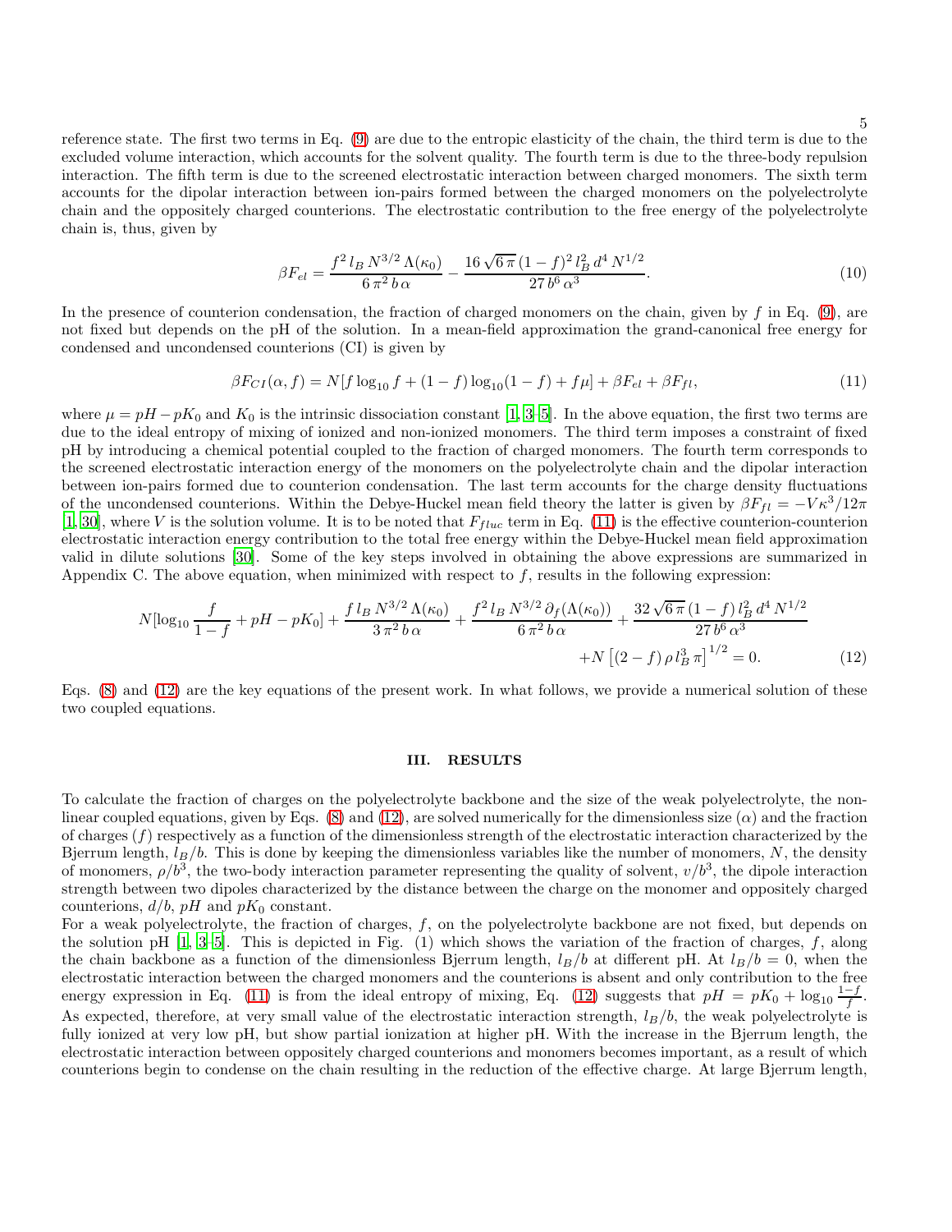reference state. The first two terms in Eq. (9) are due to the entropic elasticity of the chain, the third term is due to the excluded volume interaction, which accounts for the solvent quality. The fourth term is due to the three-body repulsion interaction. The fifth term is due to the screened electrostatic interaction between charged monomers. The sixth term accounts for the dipolar interaction between ion-pairs formed between the charged monomers on the polyelectrolyte chain and the oppositely charged counterions. The electrostatic contribution to the free energy of the polyelectrolyte chain is, thus, given by

$$\beta F_{el} = \frac{f^2\, l_B\, N^{3/2}\, \Lambda(\kappa_0)}{6\,\pi^2\, b\, \alpha} - \frac{16\,\sqrt{6\,\pi}\,(1-f)^2\, l_B^2\, d^4\, N^{1/2}}{27\, b^6\, \alpha^3}. \tag{10}$$

In the presence of counterion condensation, the fraction of charged monomers on the chain, given by $f$ in Eq. (9), are not fixed but depends on the pH of the solution. In a mean-field approximation the grand-canonical free energy for condensed and uncondensed counterions (CI) is given by

$$\beta F_{CI}(\alpha, f) = N[f \log_{10} f + (1-f)\log_{10}(1-f) + f\mu] + \beta F_{el} + \beta F_{fl}, \tag{11}$$

where $\mu = pH - pK_0$ and $K_0$ is the intrinsic dissociation constant [1, 3–5]. In the above equation, the first two terms are due to the ideal entropy of mixing of ionized and non-ionized monomers. The third term imposes a constraint of fixed pH by introducing a chemical potential coupled to the fraction of charged monomers. The fourth term corresponds to the screened electrostatic interaction energy of the monomers on the polyelectrolyte chain and the dipolar interaction between ion-pairs formed due to counterion condensation. The last term accounts for the charge density fluctuations of the uncondensed counterions. Within the Debye-Huckel mean field theory the latter is given by $\beta F_{fl} = -V\kappa^3/12\pi$ [1, 30], where $V$ is the solution volume. It is to be noted that $F_{fluc}$ term in Eq. (11) is the effective counterion-counterion electrostatic interaction energy contribution to the total free energy within the Debye-Huckel mean field approximation valid in dilute solutions [30]. Some of the key steps involved in obtaining the above expressions are summarized in Appendix C. The above equation, when minimized with respect to $f$, results in the following expression:

$$N[\log_{10}\frac{f}{1-f} + pH - pK_0] + \frac{f\, l_B\, N^{3/2}\, \Lambda(\kappa_0)}{3\,\pi^2\, b\, \alpha} + \frac{f^2\, l_B\, N^{3/2}\, \partial_f(\Lambda(\kappa_0))}{6\,\pi^2\, b\, \alpha} + \frac{32\,\sqrt{6\,\pi}\,(1-f)\, l_B^2\, d^4\, N^{1/2}}{27\, b^6\, \alpha^3} + N\left[(2-f)\,\rho\, l_B^3\, \pi\right]^{1/2} = 0. \tag{12}$$

Eqs. (8) and (12) are the key equations of the present work. In what follows, we provide a numerical solution of these two coupled equations.

## III. RESULTS

To calculate the fraction of charges on the polyelectrolyte backbone and the size of the weak polyelectrolyte, the non-linear coupled equations, given by Eqs. (8) and (12), are solved numerically for the dimensionless size ($\alpha$) and the fraction of charges ($f$) respectively as a function of the dimensionless strength of the electrostatic interaction characterized by the Bjerrum length, $l_B/b$. This is done by keeping the dimensionless variables like the number of monomers, $N$, the density of monomers, $\rho/b^3$, the two-body interaction parameter representing the quality of solvent, $v/b^3$, the dipole interaction strength between two dipoles characterized by the distance between the charge on the monomer and oppositely charged counterions, $d/b$, $pH$ and $pK_0$ constant.

For a weak polyelectrolyte, the fraction of charges, $f$, on the polyelectrolyte backbone are not fixed, but depends on the solution pH [1, 3–5]. This is depicted in Fig. (1) which shows the variation of the fraction of charges, $f$, along the chain backbone as a function of the dimensionless Bjerrum length, $l_B/b$ at different pH. At $l_B/b = 0$, when the electrostatic interaction between the charged monomers and the counterions is absent and only contribution to the free energy expression in Eq. (11) is from the ideal entropy of mixing, Eq. (12) suggests that $pH = pK_0 + \log_{10}\frac{1-f}{f}$. As expected, therefore, at very small value of the electrostatic interaction strength, $l_B/b$, the weak polyelectrolyte is fully ionized at very low pH, but show partial ionization at higher pH. With the increase in the Bjerrum length, the electrostatic interaction between oppositely charged counterions and monomers becomes important, as a result of which counterions begin to condense on the chain resulting in the reduction of the effective charge. At large Bjerrum length,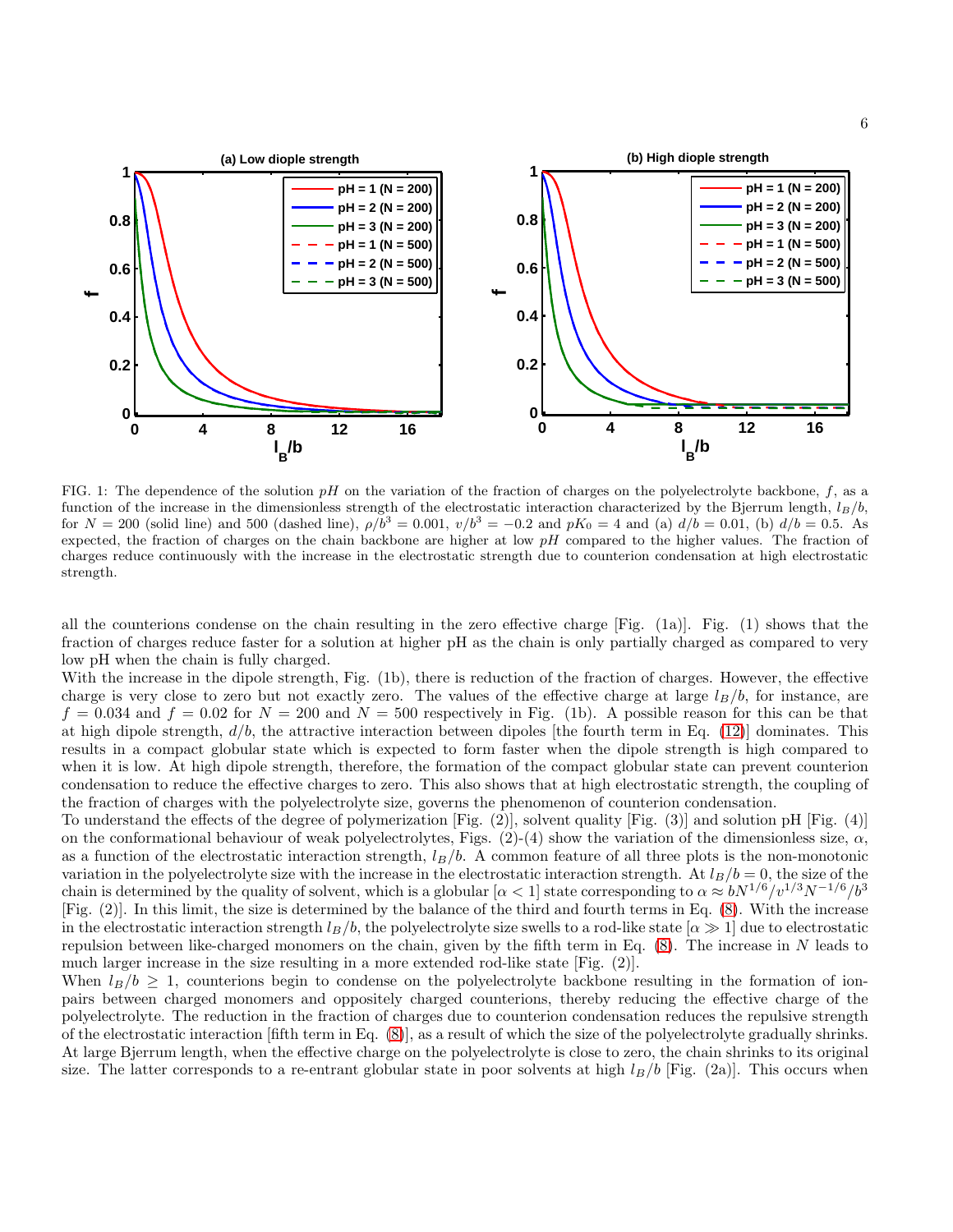FIG. 1: The dependence of the solution $pH$ on the variation of the fraction of charges on the polyelectrolyte backbone, $f$, as a function of the increase in the dimensionless strength of the electrostatic interaction characterized by the Bjerrum length, $l_B/b$, for $N = 200$ (solid line) and 500 (dashed line), $\rho/b^3 = 0.001$, $v/b^3 = -0.2$ and $pK_0 = 4$ and (a) $d/b = 0.01$, (b) $d/b = 0.5$. As expected, the fraction of charges on the chain backbone are higher at low $pH$ compared to the higher values. The fraction of charges reduce continuously with the increase in the electrostatic strength due to counterion condensation at high electrostatic strength.

all the counterions condense on the chain resulting in the zero effective charge [Fig. (1a)]. Fig. (1) shows that the fraction of charges reduce faster for a solution at higher pH as the chain is only partially charged as compared to very low pH when the chain is fully charged.

With the increase in the dipole strength, Fig. (1b), there is reduction of the fraction of charges. However, the effective charge is very close to zero but not exactly zero. The values of the effective charge at large $l_B/b$, for instance, are $f = 0.034$ and $f = 0.02$ for $N = 200$ and $N = 500$ respectively in Fig. (1b). A possible reason for this can be that at high dipole strength, $d/b$, the attractive interaction between dipoles [the fourth term in Eq. (12)] dominates. This results in a compact globular state which is expected to form faster when the dipole strength is high compared to when it is low. At high dipole strength, therefore, the formation of the compact globular state can prevent counterion condensation to reduce the effective charges to zero. This also shows that at high electrostatic strength, the coupling of the fraction of charges with the polyelectrolyte size, governs the phenomenon of counterion condensation.

To understand the effects of the degree of polymerization [Fig. (2)], solvent quality [Fig. (3)] and solution pH [Fig. (4)] on the conformational behaviour of weak polyelectrolytes, Figs. (2)-(4) show the variation of the dimensionless size, $\alpha$, as a function of the electrostatic interaction strength, $l_B/b$. A common feature of all three plots is the non-monotonic variation in the polyelectrolyte size with the increase in the electrostatic interaction strength. At $l_B/b = 0$, the size of the chain is determined by the quality of solvent, which is a globular [$\alpha < 1$] state corresponding to $\alpha \approx bN^{1/6}/v^{1/3}N^{-1/6}/b^3$ [Fig. (2)]. In this limit, the size is determined by the balance of the third and fourth terms in Eq. (8). With the increase in the electrostatic interaction strength $l_B/b$, the polyelectrolyte size swells to a rod-like state [$\alpha \gg 1$] due to electrostatic repulsion between like-charged monomers on the chain, given by the fifth term in Eq. (8). The increase in $N$ leads to much larger increase in the size resulting in a more extended rod-like state [Fig. (2)].

When $l_B/b \geq 1$, counterions begin to condense on the polyelectrolyte backbone resulting in the formation of ion-pairs between charged monomers and oppositely charged counterions, thereby reducing the effective charge of the polyelectrolyte. The reduction in the fraction of charges due to counterion condensation reduces the repulsive strength of the electrostatic interaction [fifth term in Eq. (8)], as a result of which the size of the polyelectrolyte gradually shrinks. At large Bjerrum length, when the effective charge on the polyelectrolyte is close to zero, the chain shrinks to its original size. The latter corresponds to a re-entrant globular state in poor solvents at high $l_B/b$ [Fig. (2a)]. This occurs when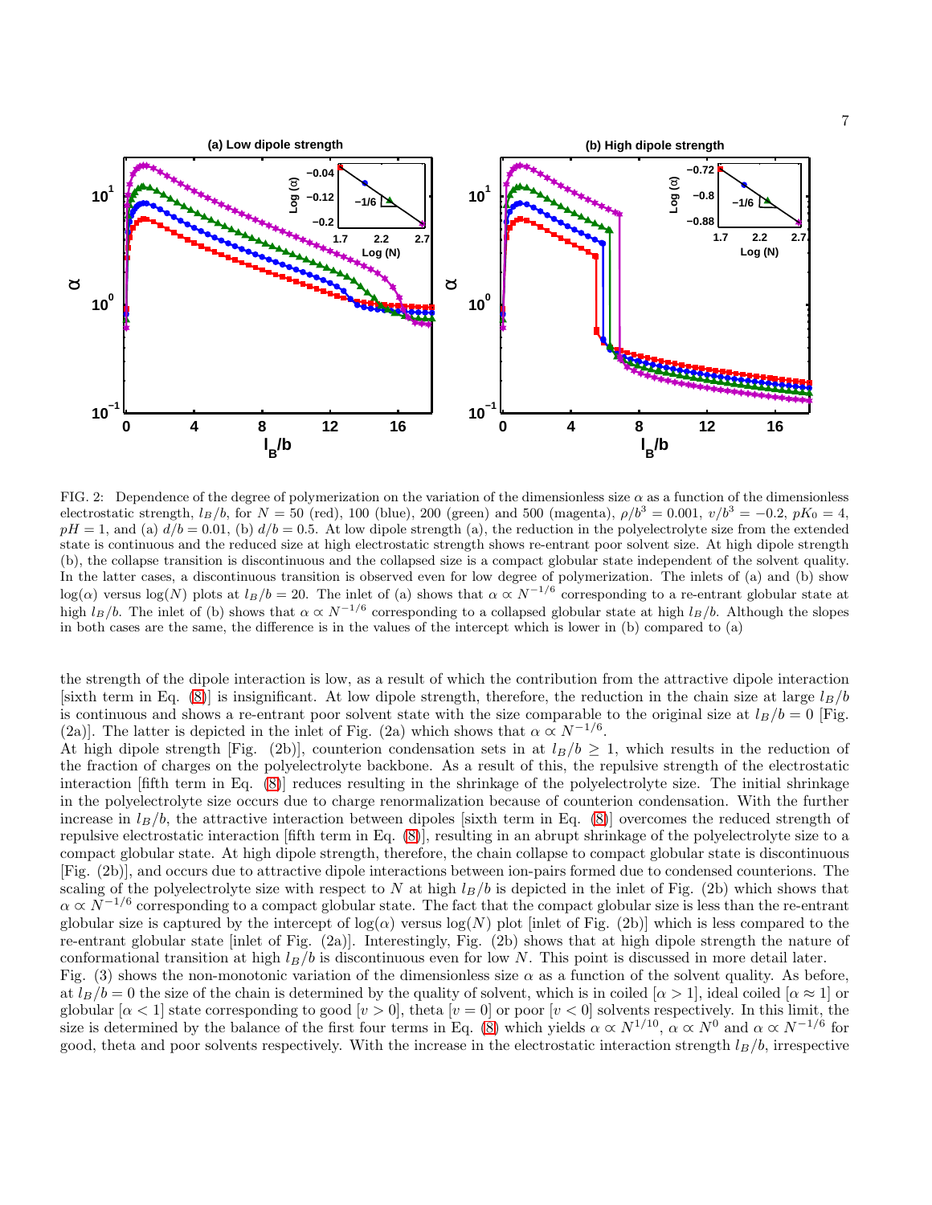FIG. 2: Dependence of the degree of polymerization on the variation of the dimensionless size $\alpha$ as a function of the dimensionless electrostatic strength, $l_B/b$, for $N = 50$ (red), 100 (blue), 200 (green) and 500 (magenta), $\rho/b^3 = 0.001$, $v/b^3 = -0.2$, $pK_0 = 4$, $pH = 1$, and (a) $d/b = 0.01$, (b) $d/b = 0.5$. At low dipole strength (a), the reduction in the polyelectrolyte size from the extended state is continuous and the reduced size at high electrostatic strength shows re-entrant poor solvent size. At high dipole strength (b), the collapse transition is discontinuous and the collapsed size is a compact globular state independent of the solvent quality. In the latter cases, a discontinuous transition is observed even for low degree of polymerization. The inlets of (a) and (b) show $\log(\alpha)$ versus $\log(N)$ plots at $l_B/b = 20$. The inlet of (a) shows that $\alpha \propto N^{-1/6}$ corresponding to a re-entrant globular state at high $l_B/b$. The inlet of (b) shows that $\alpha \propto N^{-1/6}$ corresponding to a collapsed globular state at high $l_B/b$. Although the slopes in both cases are the same, the difference is in the values of the intercept which is lower in (b) compared to (a)

the strength of the dipole interaction is low, as a result of which the contribution from the attractive dipole interaction [sixth term in Eq. (8)] is insignificant. At low dipole strength, therefore, the reduction in the chain size at large $l_B/b$ is continuous and shows a re-entrant poor solvent state with the size comparable to the original size at $l_B/b = 0$ [Fig. (2a)]. The latter is depicted in the inlet of Fig. (2a) which shows that $\alpha \propto N^{-1/6}$.

At high dipole strength [Fig. (2b)], counterion condensation sets in at $l_B/b \geq 1$, which results in the reduction of the fraction of charges on the polyelectrolyte backbone. As a result of this, the repulsive strength of the electrostatic interaction [fifth term in Eq. (8)] reduces resulting in the shrinkage of the polyelectrolyte size. The initial shrinkage in the polyelectrolyte size occurs due to charge renormalization because of counterion condensation. With the further increase in $l_B/b$, the attractive interaction between dipoles [sixth term in Eq. (8)] overcomes the reduced strength of repulsive electrostatic interaction [fifth term in Eq. (8)], resulting in an abrupt shrinkage of the polyelectrolyte size to a compact globular state. At high dipole strength, therefore, the chain collapse to compact globular state is discontinuous [Fig. (2b)], and occurs due to attractive dipole interactions between ion-pairs formed due to condensed counterions. The scaling of the polyelectrolyte size with respect to $N$ at high $l_B/b$ is depicted in the inlet of Fig. (2b) which shows that $\alpha \propto N^{-1/6}$ corresponding to a compact globular state. The fact that the compact globular size is less than the re-entrant globular size is captured by the intercept of $\log(\alpha)$ versus $\log(N)$ plot [inlet of Fig. (2b)] which is less compared to the re-entrant globular state [inlet of Fig. (2a)]. Interestingly, Fig. (2b) shows that at high dipole strength the nature of conformational transition at high $l_B/b$ is discontinuous even for low $N$. This point is discussed in more detail later.

Fig. (3) shows the non-monotonic variation of the dimensionless size $\alpha$ as a function of the solvent quality. As before, at $l_B/b = 0$ the size of the chain is determined by the quality of solvent, which is in coiled [$\alpha > 1$], ideal coiled [$\alpha \approx 1$] or globular [$\alpha < 1$] state corresponding to good [$v > 0$], theta [$v = 0$] or poor [$v < 0$] solvents respectively. In this limit, the size is determined by the balance of the first four terms in Eq. (8) which yields $\alpha \propto N^{1/10}$, $\alpha \propto N^0$ and $\alpha \propto N^{-1/6}$ for good, theta and poor solvents respectively. With the increase in the electrostatic interaction strength $l_B/b$, irrespective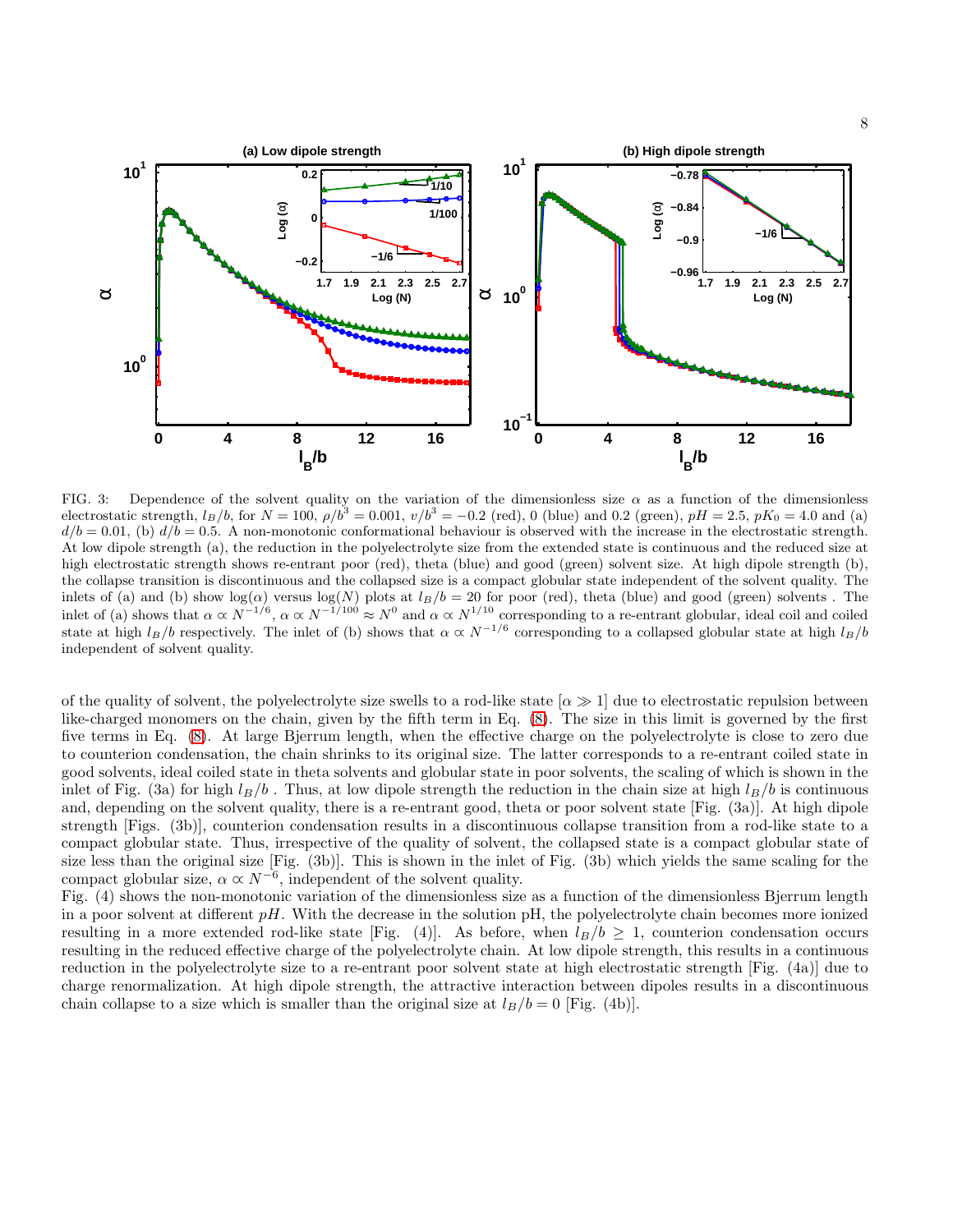FIG. 3: Dependence of the solvent quality on the variation of the dimensionless size $\alpha$ as a function of the dimensionless electrostatic strength, $l_B/b$, for $N = 100$, $\rho/b^3 = 0.001$, $v/b^3 = -0.2$ (red), 0 (blue) and 0.2 (green), $pH = 2.5$, $pK_0 = 4.0$ and (a) $d/b = 0.01$, (b) $d/b = 0.5$. A non-monotonic conformational behaviour is observed with the increase in the electrostatic strength. At low dipole strength (a), the reduction in the polyelectrolyte size from the extended state is continuous and the reduced size at high electrostatic strength shows re-entrant poor (red), theta (blue) and good (green) solvent size. At high dipole strength (b), the collapse transition is discontinuous and the collapsed size is a compact globular state independent of the solvent quality. The inlets of (a) and (b) show $\log(\alpha)$ versus $\log(N)$ plots at $l_B/b = 20$ for poor (red), theta (blue) and good (green) solvents . The inlet of (a) shows that $\alpha \propto N^{-1/6}$, $\alpha \propto N^{-1/100} \approx N^0$ and $\alpha \propto N^{1/10}$ corresponding to a re-entrant globular, ideal coil and coiled state at high $l_B/b$ respectively. The inlet of (b) shows that $\alpha \propto N^{-1/6}$ corresponding to a collapsed globular state at high $l_B/b$ independent of solvent quality.

of the quality of solvent, the polyelectrolyte size swells to a rod-like state [$\alpha \gg 1$] due to electrostatic repulsion between like-charged monomers on the chain, given by the fifth term in Eq. (8). The size in this limit is governed by the first five terms in Eq. (8). At large Bjerrum length, when the effective charge on the polyelectrolyte is close to zero due to counterion condensation, the chain shrinks to its original size. The latter corresponds to a re-entrant coiled state in good solvents, ideal coiled state in theta solvents and globular state in poor solvents, the scaling of which is shown in the inlet of Fig. (3a) for high $l_B/b$ . Thus, at low dipole strength the reduction in the chain size at high $l_B/b$ is continuous and, depending on the solvent quality, there is a re-entrant good, theta or poor solvent state [Fig. (3a)]. At high dipole strength [Figs. (3b)], counterion condensation results in a discontinuous collapse transition from a rod-like state to a compact globular state. Thus, irrespective of the quality of solvent, the collapsed state is a compact globular state of size less than the original size [Fig. (3b)]. This is shown in the inlet of Fig. (3b) which yields the same scaling for the compact globular size, $\alpha \propto N^{-6}$, independent of the solvent quality.

Fig. (4) shows the non-monotonic variation of the dimensionless size as a function of the dimensionless Bjerrum length in a poor solvent at different $pH$. With the decrease in the solution pH, the polyelectrolyte chain becomes more ionized resulting in a more extended rod-like state [Fig. (4)]. As before, when $l_B/b \geq 1$, counterion condensation occurs resulting in the reduced effective charge of the polyelectrolyte chain. At low dipole strength, this results in a continuous reduction in the polyelectrolyte size to a re-entrant poor solvent state at high electrostatic strength [Fig. (4a)] due to charge renormalization. At high dipole strength, the attractive interaction between dipoles results in a discontinuous chain collapse to a size which is smaller than the original size at $l_B/b = 0$ [Fig. (4b)].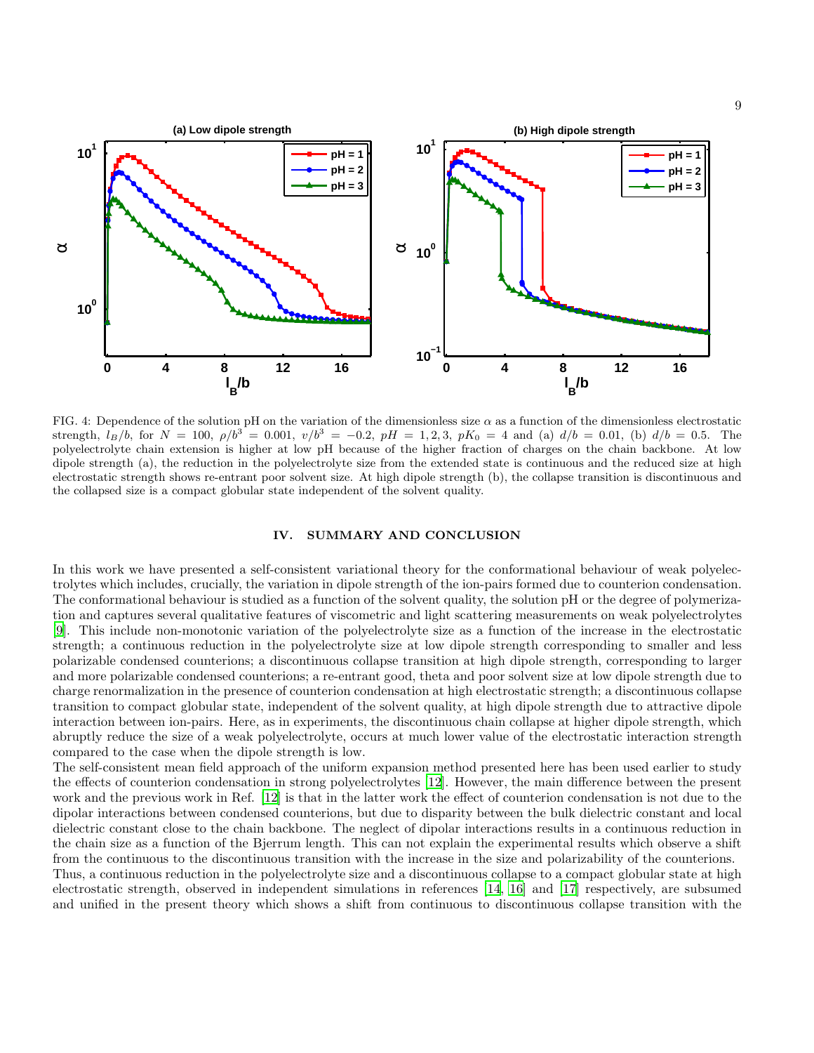FIG. 4: Dependence of the solution pH on the variation of the dimensionless size $\alpha$ as a function of the dimensionless electrostatic strength, $l_B/b$, for $N = 100$, $\rho/b^3 = 0.001$, $v/b^3 = -0.2$, $pH = 1, 2, 3$, $pK_0 = 4$ and (a) $d/b = 0.01$, (b) $d/b = 0.5$. The polyelectrolyte chain extension is higher at low pH because of the higher fraction of charges on the chain backbone. At low dipole strength (a), the reduction in the polyelectrolyte size from the extended state is continuous and the reduced size at high electrostatic strength shows re-entrant poor solvent size. At high dipole strength (b), the collapse transition is discontinuous and the collapsed size is a compact globular state independent of the solvent quality.

## IV. SUMMARY AND CONCLUSION

In this work we have presented a self-consistent variational theory for the conformational behaviour of weak polyelectrolytes which includes, crucially, the variation in dipole strength of the ion-pairs formed due to counterion condensation. The conformational behaviour is studied as a function of the solvent quality, the solution pH or the degree of polymerization and captures several qualitative features of viscometric and light scattering measurements on weak polyelectrolytes [9]. This include non-monotonic variation of the polyelectrolyte size as a function of the increase in the electrostatic strength; a continuous reduction in the polyelectrolyte size at low dipole strength corresponding to smaller and less polarizable condensed counterions; a discontinuous collapse transition at high dipole strength, corresponding to larger and more polarizable condensed counterions; a re-entrant good, theta and poor solvent size at low dipole strength due to charge renormalization in the presence of counterion condensation at high electrostatic strength; a discontinuous collapse transition to compact globular state, independent of the solvent quality, at high dipole strength due to attractive dipole interaction between ion-pairs. Here, as in experiments, the discontinuous chain collapse at higher dipole strength, which abruptly reduce the size of a weak polyelectrolyte, occurs at much lower value of the electrostatic interaction strength compared to the case when the dipole strength is low.

The self-consistent mean field approach of the uniform expansion method presented here has been used earlier to study the effects of counterion condensation in strong polyelectrolytes [12]. However, the main difference between the present work and the previous work in Ref. [12] is that in the latter work the effect of counterion condensation is not due to the dipolar interactions between condensed counterions, but due to disparity between the bulk dielectric constant and local dielectric constant close to the chain backbone. The neglect of dipolar interactions results in a continuous reduction in the chain size as a function of the Bjerrum length. This can not explain the experimental results which observe a shift from the continuous to the discontinuous transition with the increase in the size and polarizability of the counterions.

Thus, a continuous reduction in the polyelectrolyte size and a discontinuous collapse to a compact globular state at high electrostatic strength, observed in independent simulations in references [14, 16] and [17] respectively, are subsumed and unified in the present theory which shows a shift from continuous to discontinuous collapse transition with the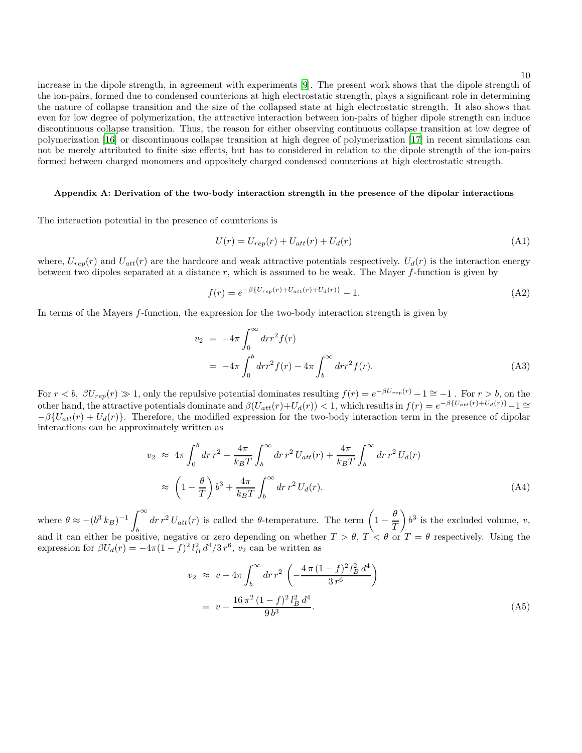increase in the dipole strength, in agreement with experiments [9]. The present work shows that the dipole strength of the ion-pairs, formed due to condensed counterions at high electrostatic strength, plays a significant role in determining the nature of collapse transition and the size of the collapsed state at high electrostatic strength. It also shows that even for low degree of polymerization, the attractive interaction between ion-pairs of higher dipole strength can induce discontinuous collapse transition. Thus, the reason for either observing continuous collapse transition at low degree of polymerization [16] or discontinuous collapse transition at high degree of polymerization [17] in recent simulations can not be merely attributed to finite size effects, but has to considered in relation to the dipole strength of the ion-pairs formed between charged monomers and oppositely charged condensed counterions at high electrostatic strength.

### Appendix A: Derivation of the two-body interaction strength in the presence of the dipolar interactions

The interaction potential in the presence of counterions is

$$U(r) = U_{rep}(r) + U_{att}(r) + U_d(r) \tag{A1}$$

where, $U_{rep}(r)$ and $U_{att}(r)$ are the hardcore and weak attractive potentials respectively. $U_d(r)$ is the interaction energy between two dipoles separated at a distance $r$, which is assumed to be weak. The Mayer $f$-function is given by

$$f(r) = e^{-\beta\{U_{rep}(r)+U_{att}(r)+U_d(r)\}} - 1. \tag{A2}$$

In terms of the Mayers $f$-function, the expression for the two-body interaction strength is given by

$$\begin{aligned} v_2 &= -4\pi \int_0^\infty dr r^2 f(r) \\ &= -4\pi \int_0^b dr r^2 f(r) - 4\pi \int_b^\infty dr r^2 f(r). \end{aligned} \tag{A3}$$

For $r < b$, $\beta U_{rep}(r) \gg 1$, only the repulsive potential dominates resulting $f(r) = e^{-\beta U_{rep}(r)} - 1 \cong -1$ . For $r > b$, on the other hand, the attractive potentials dominate and $\beta(U_{att}(r)+U_d(r)) < 1$, which results in $f(r) = e^{-\beta\{U_{att}(r)+U_d(r)\}} - 1 \cong -\beta\{U_{att}(r) + U_d(r)\}$. Therefore, the modified expression for the two-body interaction term in the presence of dipolar interactions can be approximately written as

$$\begin{aligned} v_2 &\approx 4\pi \int_0^b dr\, r^2 + \frac{4\pi}{k_B T} \int_b^\infty dr\, r^2\, U_{att}(r) + \frac{4\pi}{k_B T} \int_b^\infty dr\, r^2\, U_d(r) \\ &\approx \left(1 - \frac{\theta}{T}\right) b^3 + \frac{4\pi}{k_B T} \int_b^\infty dr\, r^2\, U_d(r). \end{aligned} \tag{A4}$$

where $\theta \approx -(b^3\, k_B)^{-1} \displaystyle\int_b^\infty dr\, r^2\, U_{att}(r)$ is called the $\theta$-temperature. The term $\left(1 - \dfrac{\theta}{T}\right) b^3$ is the excluded volume, $v$, and it can either be positive, negative or zero depending on whether $T > \theta$, $T < \theta$ or $T = \theta$ respectively. Using the expression for $\beta U_d(r) = -4\pi(1-f)^2\, l_B^2\, d^4/3\, r^6$, $v_2$ can be written as

$$\begin{aligned} v_2 &\approx v + 4\pi \int_b^\infty dr\, r^2 \left( -\frac{4\,\pi\,(1-f)^2\, l_B^2\, d^4}{3\, r^6} \right) \\ &= v - \frac{16\,\pi^2\,(1-f)^2\, l_B^2\, d^4}{9\, b^3}. \end{aligned} \tag{A5}$$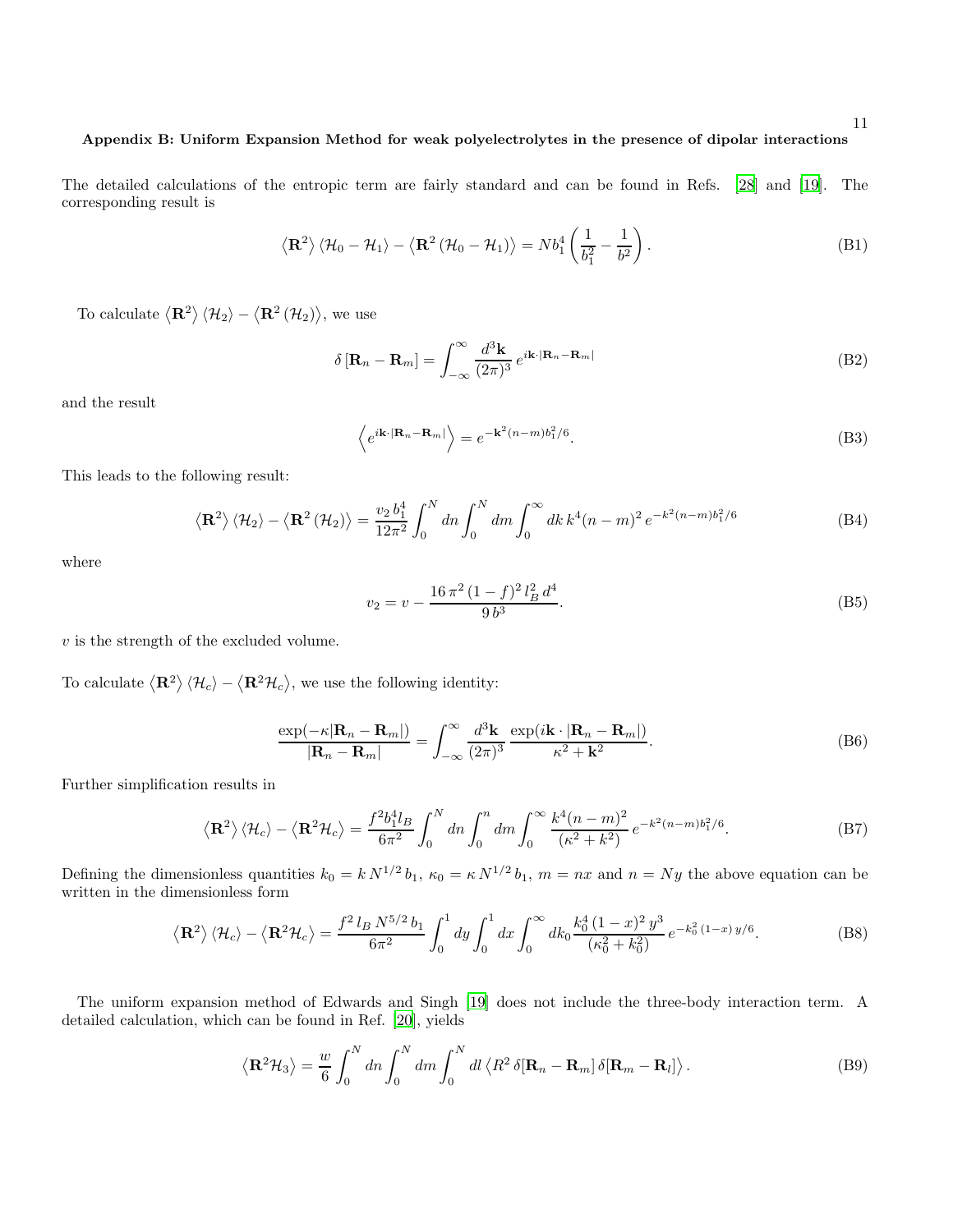### Appendix B: Uniform Expansion Method for weak polyelectrolytes in the presence of dipolar interactions

The detailed calculations of the entropic term are fairly standard and can be found in Refs. [28] and [19]. The corresponding result is

$$\left\langle \mathbf{R}^2 \right\rangle \left\langle \mathcal{H}_0 - \mathcal{H}_1 \right\rangle - \left\langle \mathbf{R}^2 \left( \mathcal{H}_0 - \mathcal{H}_1 \right) \right\rangle = N b_1^4 \left( \frac{1}{b_1^2} - \frac{1}{b^2} \right). \tag{B1}$$

To calculate $\left\langle \mathbf{R}^2 \right\rangle \left\langle \mathcal{H}_2 \right\rangle - \left\langle \mathbf{R}^2 \left( \mathcal{H}_2 \right) \right\rangle$, we use

$$\delta \left[ \mathbf{R}_n - \mathbf{R}_m \right] = \int_{-\infty}^{\infty} \frac{d^3\mathbf{k}}{(2\pi)^3} \, e^{i\mathbf{k}\cdot|\mathbf{R}_n - \mathbf{R}_m|} \tag{B2}$$

and the result

$$\left\langle e^{i\mathbf{k}\cdot|\mathbf{R}_n - \mathbf{R}_m|} \right\rangle = e^{-\mathbf{k}^2 (n-m) b_1^2/6}. \tag{B3}$$

This leads to the following result:

$$\left\langle \mathbf{R}^2 \right\rangle \left\langle \mathcal{H}_2 \right\rangle - \left\langle \mathbf{R}^2 \left( \mathcal{H}_2 \right) \right\rangle = \frac{v_2 \, b_1^4}{12\pi^2} \int_0^N dn \int_0^N dm \int_0^\infty dk \, k^4 (n-m)^2 \, e^{-k^2 (n-m) b_1^2/6} \tag{B4}$$

where

$$v_2 = v - \frac{16\,\pi^2 \,(1-f)^2 \, l_B^2 \, d^4}{9\, b^3}. \tag{B5}$$

$v$ is the strength of the excluded volume.

To calculate $\left\langle \mathbf{R}^2 \right\rangle \left\langle \mathcal{H}_c \right\rangle - \left\langle \mathbf{R}^2 \mathcal{H}_c \right\rangle$, we use the following identity:

$$\frac{\exp(-\kappa|\mathbf{R}_n - \mathbf{R}_m|)}{|\mathbf{R}_n - \mathbf{R}_m|} = \int_{-\infty}^{\infty} \frac{d^3\mathbf{k}}{(2\pi)^3} \, \frac{\exp(i\mathbf{k}\cdot|\mathbf{R}_n - \mathbf{R}_m|)}{\kappa^2 + \mathbf{k}^2}. \tag{B6}$$

Further simplification results in

$$\left\langle \mathbf{R}^2 \right\rangle \left\langle \mathcal{H}_c \right\rangle - \left\langle \mathbf{R}^2 \mathcal{H}_c \right\rangle = \frac{f^2 b_1^4 l_B}{6\pi^2} \int_0^N dn \int_0^n dm \int_0^\infty \frac{k^4 (n-m)^2}{(\kappa^2 + k^2)} \, e^{-k^2 (n-m) b_1^2/6}. \tag{B7}$$

Defining the dimensionless quantities $k_0 = k\, N^{1/2}\, b_1$, $\kappa_0 = \kappa\, N^{1/2}\, b_1$, $m = nx$ and $n = Ny$ the above equation can be written in the dimensionless form

$$\left\langle \mathbf{R}^2 \right\rangle \left\langle \mathcal{H}_c \right\rangle - \left\langle \mathbf{R}^2 \mathcal{H}_c \right\rangle = \frac{f^2 \, l_B \, N^{5/2} \, b_1}{6\pi^2} \int_0^1 dy \int_0^1 dx \int_0^\infty dk_0 \frac{k_0^4 \,(1-x)^2 \, y^3}{(\kappa_0^2 + k_0^2)} \, e^{-k_0^2\,(1-x)\,y/6}. \tag{B8}$$

The uniform expansion method of Edwards and Singh [19] does not include the three-body interaction term. A detailed calculation, which can be found in Ref. [20], yields

$$\left\langle \mathbf{R}^2 \mathcal{H}_3 \right\rangle = \frac{w}{6} \int_0^N dn \int_0^N dm \int_0^N dl \left\langle R^2 \, \delta[\mathbf{R}_n - \mathbf{R}_m] \, \delta[\mathbf{R}_m - \mathbf{R}_l] \right\rangle. \tag{B9}$$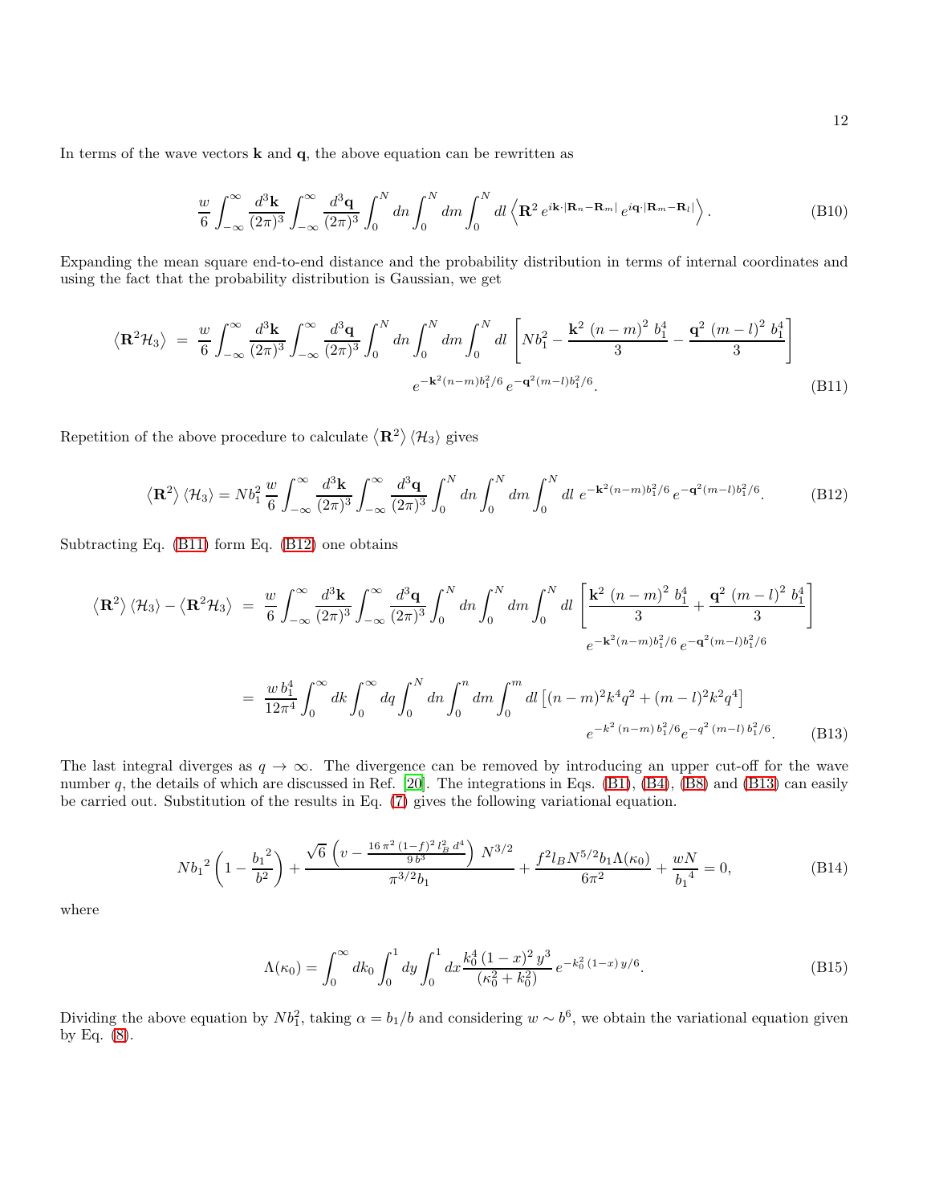In terms of the wave vectors $\mathbf{k}$ and $\mathbf{q}$, the above equation can be rewritten as

$$\frac{w}{6}\int_{-\infty}^{\infty}\frac{d^3\mathbf{k}}{(2\pi)^3}\int_{-\infty}^{\infty}\frac{d^3\mathbf{q}}{(2\pi)^3}\int_0^N dn\int_0^N dm\int_0^N dl\,\left\langle \mathbf{R}^2\, e^{i\mathbf{k}\cdot|\mathbf{R}_n-\mathbf{R}_m|}\, e^{i\mathbf{q}\cdot|\mathbf{R}_m-\mathbf{R}_l|}\right\rangle. \tag{B10}$$

Expanding the mean square end-to-end distance and the probability distribution in terms of internal coordinates and using the fact that the probability distribution is Gaussian, we get

$$\left\langle \mathbf{R}^2\mathcal{H}_3\right\rangle \;=\; \frac{w}{6}\int_{-\infty}^{\infty}\frac{d^3\mathbf{k}}{(2\pi)^3}\int_{-\infty}^{\infty}\frac{d^3\mathbf{q}}{(2\pi)^3}\int_0^N dn\int_0^N dm\int_0^N dl\,\left[Nb_1^2-\frac{\mathbf{k}^2\,(n-m)^2\,b_1^4}{3}-\frac{\mathbf{q}^2\,(m-l)^2\,b_1^4}{3}\right] e^{-\mathbf{k}^2(n-m)b_1^2/6}\,e^{-\mathbf{q}^2(m-l)b_1^2/6}. \tag{B11}$$

Repetition of the above procedure to calculate $\left\langle \mathbf{R}^2\right\rangle\left\langle \mathcal{H}_3\right\rangle$ gives

$$\left\langle \mathbf{R}^2\right\rangle\left\langle \mathcal{H}_3\right\rangle = Nb_1^2\,\frac{w}{6}\int_{-\infty}^{\infty}\frac{d^3\mathbf{k}}{(2\pi)^3}\int_{-\infty}^{\infty}\frac{d^3\mathbf{q}}{(2\pi)^3}\int_0^N dn\int_0^N dm\int_0^N dl\; e^{-\mathbf{k}^2(n-m)b_1^2/6}\,e^{-\mathbf{q}^2(m-l)b_1^2/6}. \tag{B12}$$

Subtracting Eq. (B11) form Eq. (B12) one obtains

$$\begin{aligned}
\left\langle \mathbf{R}^2\right\rangle\left\langle \mathcal{H}_3\right\rangle-\left\langle \mathbf{R}^2\mathcal{H}_3\right\rangle \;&=\; \frac{w}{6}\int_{-\infty}^{\infty}\frac{d^3\mathbf{k}}{(2\pi)^3}\int_{-\infty}^{\infty}\frac{d^3\mathbf{q}}{(2\pi)^3}\int_0^N dn\int_0^N dm\int_0^N dl\,\left[\frac{\mathbf{k}^2\,(n-m)^2\,b_1^4}{3}+\frac{\mathbf{q}^2\,(m-l)^2\,b_1^4}{3}\right] e^{-\mathbf{k}^2(n-m)b_1^2/6}\,e^{-\mathbf{q}^2(m-l)b_1^2/6}\\
&=\; \frac{w\,b_1^4}{12\pi^4}\int_0^{\infty}dk\int_0^{\infty}dq\int_0^N dn\int_0^n dm\int_0^m dl\,\left[(n-m)^2k^4q^2+(m-l)^2k^2q^4\right] e^{-k^2\,(n-m)\,b_1^2/6}e^{-q^2\,(m-l)\,b_1^2/6}.
\end{aligned} \tag{B13}$$

The last integral diverges as $q\to\infty$. The divergence can be removed by introducing an upper cut-off for the wave number $q$, the details of which are discussed in Ref. [20]. The integrations in Eqs. (B1), (B4), (B8) and (B13) can easily be carried out. Substitution of the results in Eq. (7) gives the following variational equation.

$$N{b_1}^2\left(1-\frac{{b_1}^2}{b^2}\right)+\frac{\sqrt{6}\,\left(v-\frac{16\,\pi^2\,(1-f)^2\,l_B^2\,d^4}{9\,b^3}\right)\,N^{3/2}}{\pi^{3/2}b_1}+\frac{f^2 l_B N^{5/2} b_1\Lambda(\kappa_0)}{6\pi^2}+\frac{wN}{{b_1}^4}=0, \tag{B14}$$

where

$$\Lambda(\kappa_0)=\int_0^{\infty}dk_0\int_0^1 dy\int_0^1 dx\,\frac{k_0^4\,(1-x)^2\,y^3}{(\kappa_0^2+k_0^2)}\,e^{-k_0^2\,(1-x)\,y/6}. \tag{B15}$$

Dividing the above equation by $Nb_1^2$, taking $\alpha=b_1/b$ and considering $w\sim b^6$, we obtain the variational equation given by Eq. (8).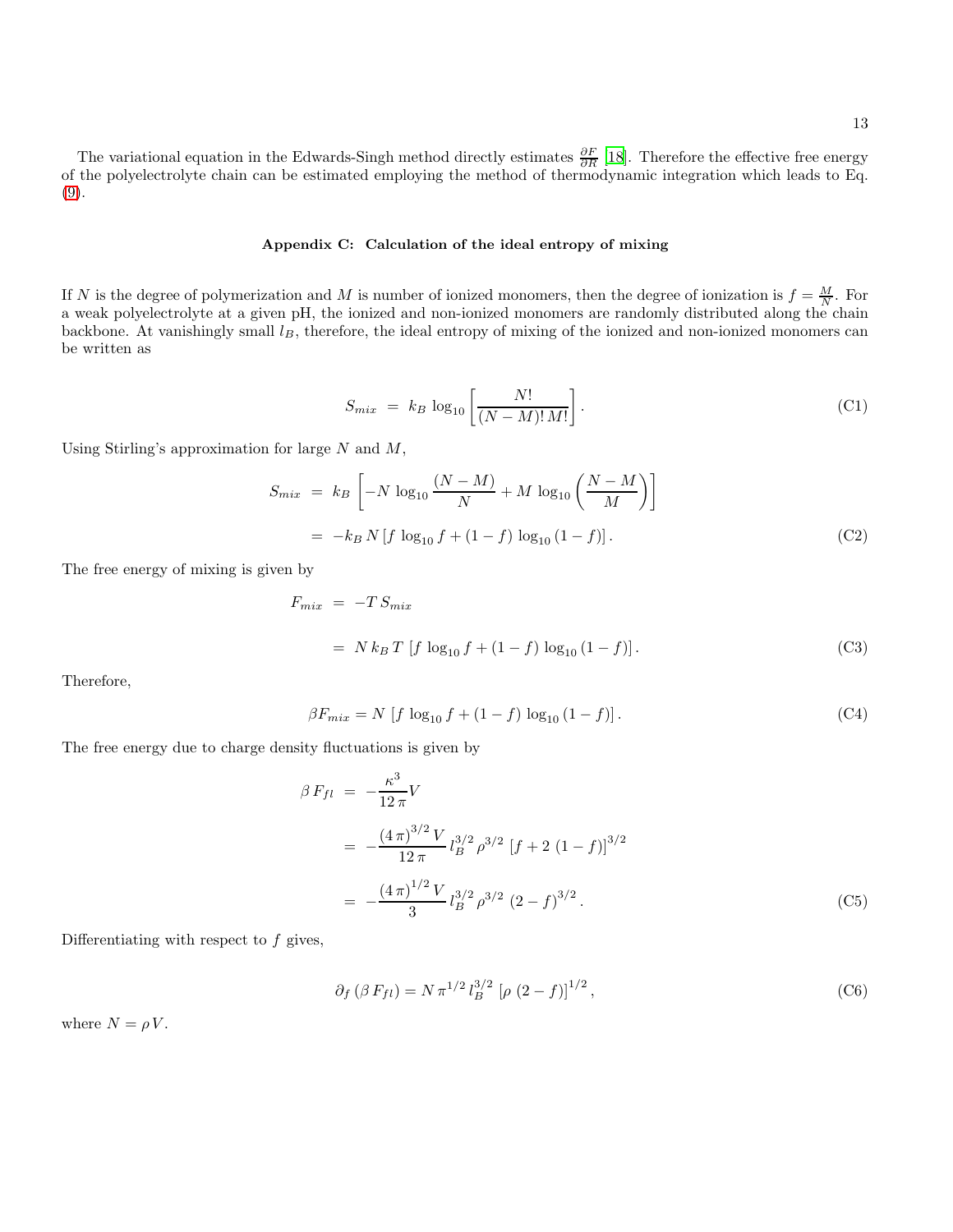The variational equation in the Edwards-Singh method directly estimates $\frac{\partial F}{\partial R}$ [18]. Therefore the effective free energy of the polyelectrolyte chain can be estimated employing the method of thermodynamic integration which leads to Eq. (9).

## Appendix C: Calculation of the ideal entropy of mixing

If $N$ is the degree of polymerization and $M$ is number of ionized monomers, then the degree of ionization is $f = \frac{M}{N}$. For a weak polyelectrolyte at a given pH, the ionized and non-ionized monomers are randomly distributed along the chain backbone. At vanishingly small $l_B$, therefore, the ideal entropy of mixing of the ionized and non-ionized monomers can be written as

$$S_{mix} \;=\; k_B \, \log_{10}\left[\frac{N!}{(N-M)!\,M!}\right]. \tag{C1}$$

Using Stirling's approximation for large $N$ and $M$,

$$\begin{aligned} S_{mix} \;&=\; k_B \left[-N \, \log_{10}\frac{(N-M)}{N} + M \, \log_{10}\left(\frac{N-M}{M}\right)\right] \\ &=\; -k_B \, N \left[f \, \log_{10} f + (1-f) \, \log_{10}(1-f)\right]. \end{aligned} \tag{C2}$$

The free energy of mixing is given by

$$\begin{aligned} F_{mix} \;&=\; -T \, S_{mix} \\ &=\; N \, k_B \, T \, \left[f \, \log_{10} f + (1-f) \, \log_{10}(1-f)\right]. \end{aligned} \tag{C3}$$

Therefore,

$$\beta F_{mix} = N \, \left[f \, \log_{10} f + (1-f) \, \log_{10}(1-f)\right]. \tag{C4}$$

The free energy due to charge density fluctuations is given by

$$\begin{aligned} \beta \, F_{fl} \;&=\; -\frac{\kappa^3}{12\,\pi} V \\ &=\; -\frac{(4\,\pi)^{3/2}\,V}{12\,\pi} \, l_B^{3/2} \, \rho^{3/2} \, \left[f + 2\,(1-f)\right]^{3/2} \\ &=\; -\frac{(4\,\pi)^{1/2}\,V}{3} \, l_B^{3/2} \, \rho^{3/2} \, (2-f)^{3/2}. \end{aligned} \tag{C5}$$

Differentiating with respect to $f$ gives,

$$\partial_f \left(\beta \, F_{fl}\right) = N \, \pi^{1/2} \, l_B^{3/2} \, \left[\rho \, (2-f)\right]^{1/2}, \tag{C6}$$

where $N = \rho V$.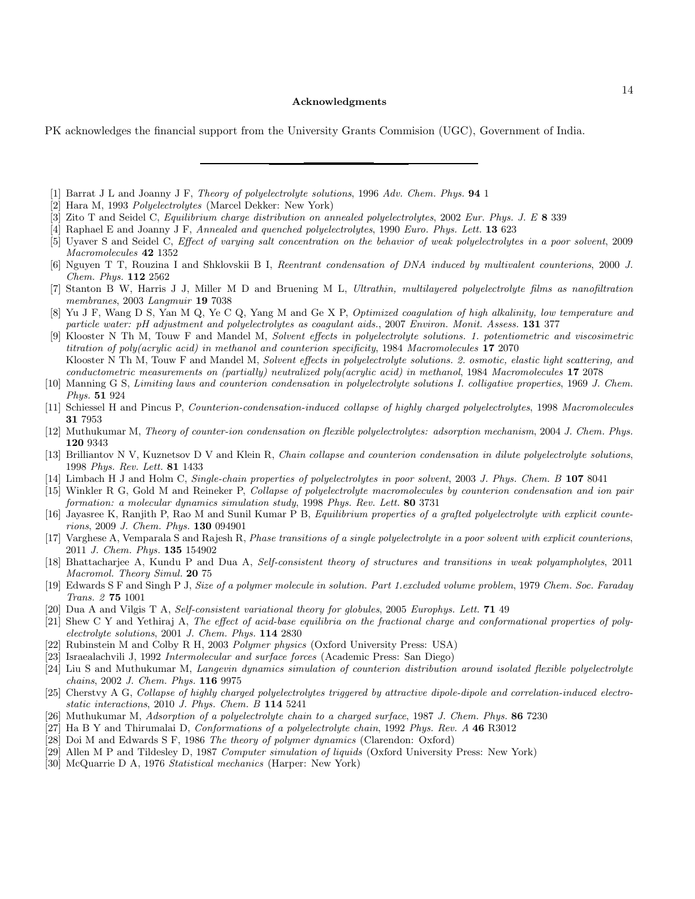### Acknowledgments

PK acknowledges the financial support from the University Grants Commision (UGC), Government of India.

---

[1] Barrat J L and Joanny J F, *Theory of polyelectrolyte solutions*, 1996 *Adv. Chem. Phys.* **94** 1

[2] Hara M, 1993 *Polyelectrolytes* (Marcel Dekker: New York)

[3] Zito T and Seidel C, *Equilibrium charge distribution on annealed polyelectrolytes*, 2002 *Eur. Phys. J. E* **8** 339

[4] Raphael E and Joanny J F, *Annealed and quenched polyelectrolytes*, 1990 *Euro. Phys. Lett.* **13** 623

[5] Uyaver S and Seidel C, *Effect of varying salt concentration on the behavior of weak polyelectrolytes in a poor solvent*, 2009 *Macromolecules* **42** 1352

[6] Nguyen T T, Rouzina I and Shklovskii B I, *Reentrant condensation of DNA induced by multivalent counterions*, 2000 *J. Chem. Phys.* **112** 2562

[7] Stanton B W, Harris J J, Miller M D and Bruening M L, *Ultrathin, multilayered polyelectrolyte films as nanofiltration membranes*, 2003 *Langmuir* **19** 7038

[8] Yu J F, Wang D S, Yan M Q, Ye C Q, Yang M and Ge X P, *Optimized coagulation of high alkalinity, low temperature and particle water: pH adjustment and polyelectrolytes as coagulant aids.*, 2007 *Environ. Monit. Assess.* **131** 377

[9] Klooster N Th M, Touw F and Mandel M, *Solvent effects in polyelectrolyte solutions. 1. potentiometric and viscosimetric titration of poly(acrylic acid) in methanol and counterion specificity*, 1984 *Macromolecules* **17** 2070
Klooster N Th M, Touw F and Mandel M, *Solvent effects in polyelectrolyte solutions. 2. osmotic, elastic light scattering, and conductometric measurements on (partially) neutralized poly(acrylic acid) in methanol*, 1984 *Macromolecules* **17** 2078

[10] Manning G S, *Limiting laws and counterion condensation in polyelectrolyte solutions I. colligative properties*, 1969 *J. Chem. Phys.* **51** 924

[11] Schiessel H and Pincus P, *Counterion-condensation-induced collapse of highly charged polyelectrolytes*, 1998 *Macromolecules* **31** 7953

[12] Muthukumar M, *Theory of counter-ion condensation on flexible polyelectrolytes: adsorption mechanism*, 2004 *J. Chem. Phys.* **120** 9343

[13] Brilliantov N V, Kuznetsov D V and Klein R, *Chain collapse and counterion condensation in dilute polyelectrolyte solutions*, 1998 *Phys. Rev. Lett.* **81** 1433

[14] Limbach H J and Holm C, *Single-chain properties of polyelectrolytes in poor solvent*, 2003 *J. Phys. Chem. B* **107** 8041

[15] Winkler R G, Gold M and Reineker P, *Collapse of polyelectrolyte macromolecules by counterion condensation and ion pair formation: a molecular dynamics simulation study*, 1998 *Phys. Rev. Lett.* **80** 3731

[16] Jayasree K, Ranjith P, Rao M and Sunil Kumar P B, *Equilibrium properties of a grafted polyelectrolyte with explicit countерions*, 2009 *J. Chem. Phys.* **130** 094901

[17] Varghese A, Vemparala S and Rajesh R, *Phase transitions of a single polyelectrolyte in a poor solvent with explicit counterions*, 2011 *J. Chem. Phys.* **135** 154902

[18] Bhattacharjee A, Kundu P and Dua A, *Self-consistent theory of structures and transitions in weak polyampholytes*, 2011 *Macromol. Theory Simul.* **20** 75

[19] Edwards S F and Singh P J, *Size of a polymer molecule in solution. Part 1.excluded volume problem*, 1979 *Chem. Soc. Faraday Trans. 2* **75** 1001

[20] Dua A and Vilgis T A, *Self-consistent variational theory for globules*, 2005 *Europhys. Lett.* **71** 49

[21] Shew C Y and Yethiraj A, *The effect of acid-base equilibria on the fractional charge and conformational properties of polyelectrolyte solutions*, 2001 *J. Chem. Phys.* **114** 2830

[22] Rubinstein M and Colby R H, 2003 *Polymer physics* (Oxford University Press: USA)

[23] Israealachvili J, 1992 *Intermolecular and surface forces* (Academic Press: San Diego)

[24] Liu S and Muthukumar M, *Langevin dynamics simulation of counterion distribution around isolated flexible polyelectrolyte chains*, 2002 *J. Chem. Phys.* **116** 9975

[25] Cherstvy A G, *Collapse of highly charged polyelectrolytes triggered by attractive dipole-dipole and correlation-induced electrostatic interactions*, 2010 *J. Phys. Chem. B* **114** 5241

[26] Muthukumar M, *Adsorption of a polyelectrolyte chain to a charged surface*, 1987 *J. Chem. Phys.* **86** 7230

[27] Ha B Y and Thirumalai D, *Conformations of a polyelectrolyte chain*, 1992 *Phys. Rev. A* **46** R3012

[28] Doi M and Edwards S F, 1986 *The theory of polymer dynamics* (Clarendon: Oxford)

[29] Allen M P and Tildesley D, 1987 *Computer simulation of liquids* (Oxford University Press: New York)

[30] McQuarrie D A, 1976 *Statistical mechanics* (Harper: New York)